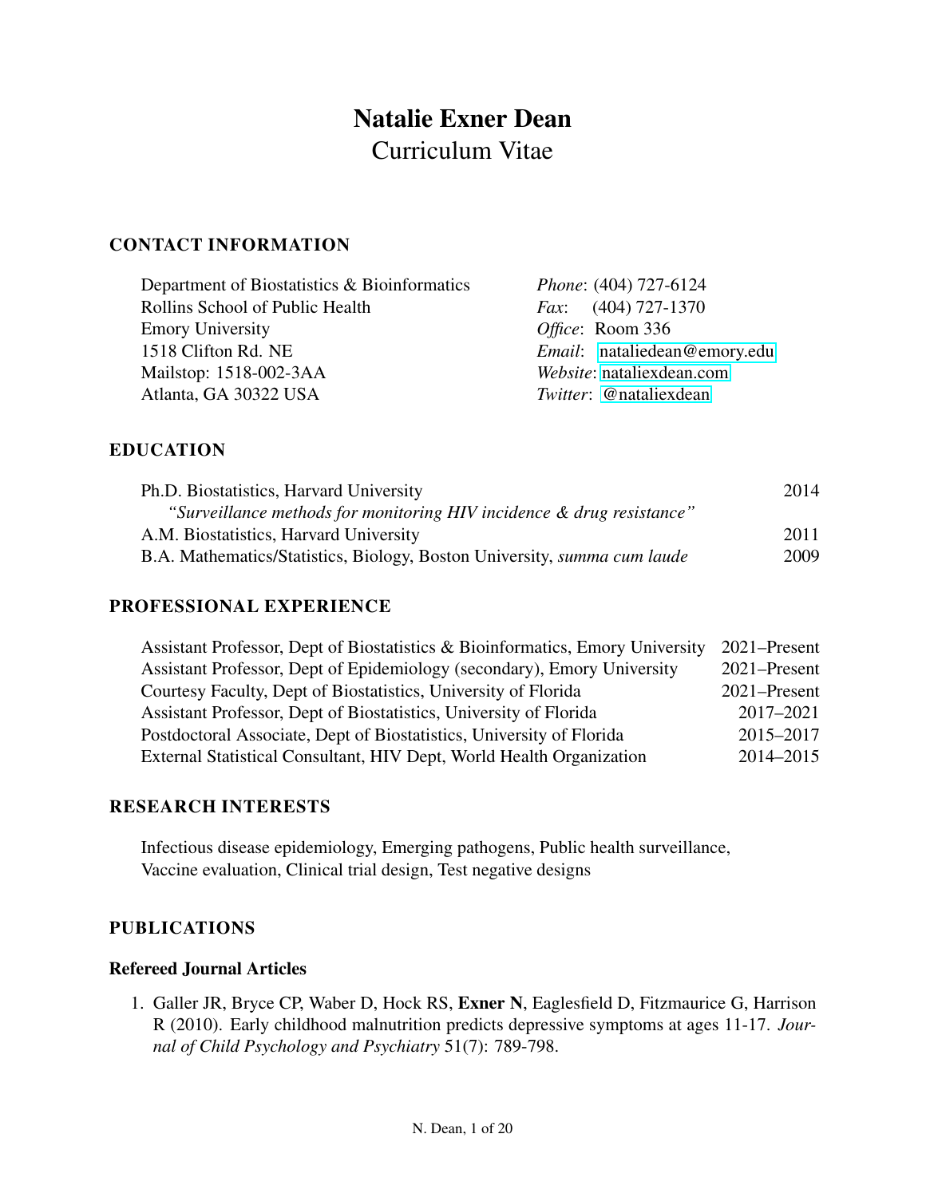# Natalie Exner Dean

Curriculum Vitae

## CONTACT INFORMATION

Department of Biostatistics & Bioinformatics
Rollins School of Public Health
Emory University
1518 Clifton Rd. NE
Mailstop: 1518-002-3AA
Atlanta, GA 30322 USA

*Phone*: (404) 727-6124
*Fax*: (404) 727-1370
*Office*: Room 336
*Email*: nataliedean@emory.edu
*Website*: nataliexdean.com
*Twitter*: @nataliexdean

## EDUCATION

| | |
|---|---|
| Ph.D. Biostatistics, Harvard University<br>*"Surveillance methods for monitoring HIV incidence & drug resistance"* | 2014 |
| A.M. Biostatistics, Harvard University | 2011 |
| B.A. Mathematics/Statistics, Biology, Boston University, *summa cum laude* | 2009 |

## PROFESSIONAL EXPERIENCE

| | |
|---|---|
| Assistant Professor, Dept of Biostatistics & Bioinformatics, Emory University | 2021–Present |
| Assistant Professor, Dept of Epidemiology (secondary), Emory University | 2021–Present |
| Courtesy Faculty, Dept of Biostatistics, University of Florida | 2021–Present |
| Assistant Professor, Dept of Biostatistics, University of Florida | 2017–2021 |
| Postdoctoral Associate, Dept of Biostatistics, University of Florida | 2015–2017 |
| External Statistical Consultant, HIV Dept, World Health Organization | 2014–2015 |

## RESEARCH INTERESTS

Infectious disease epidemiology, Emerging pathogens, Public health surveillance, Vaccine evaluation, Clinical trial design, Test negative designs

## PUBLICATIONS

### Refereed Journal Articles

1. Galler JR, Bryce CP, Waber D, Hock RS, **Exner N**, Eaglesfield D, Fitzmaurice G, Harrison R (2010). Early childhood malnutrition predicts depressive symptoms at ages 11-17. *Journal of Child Psychology and Psychiatry* 51(7): 789-798.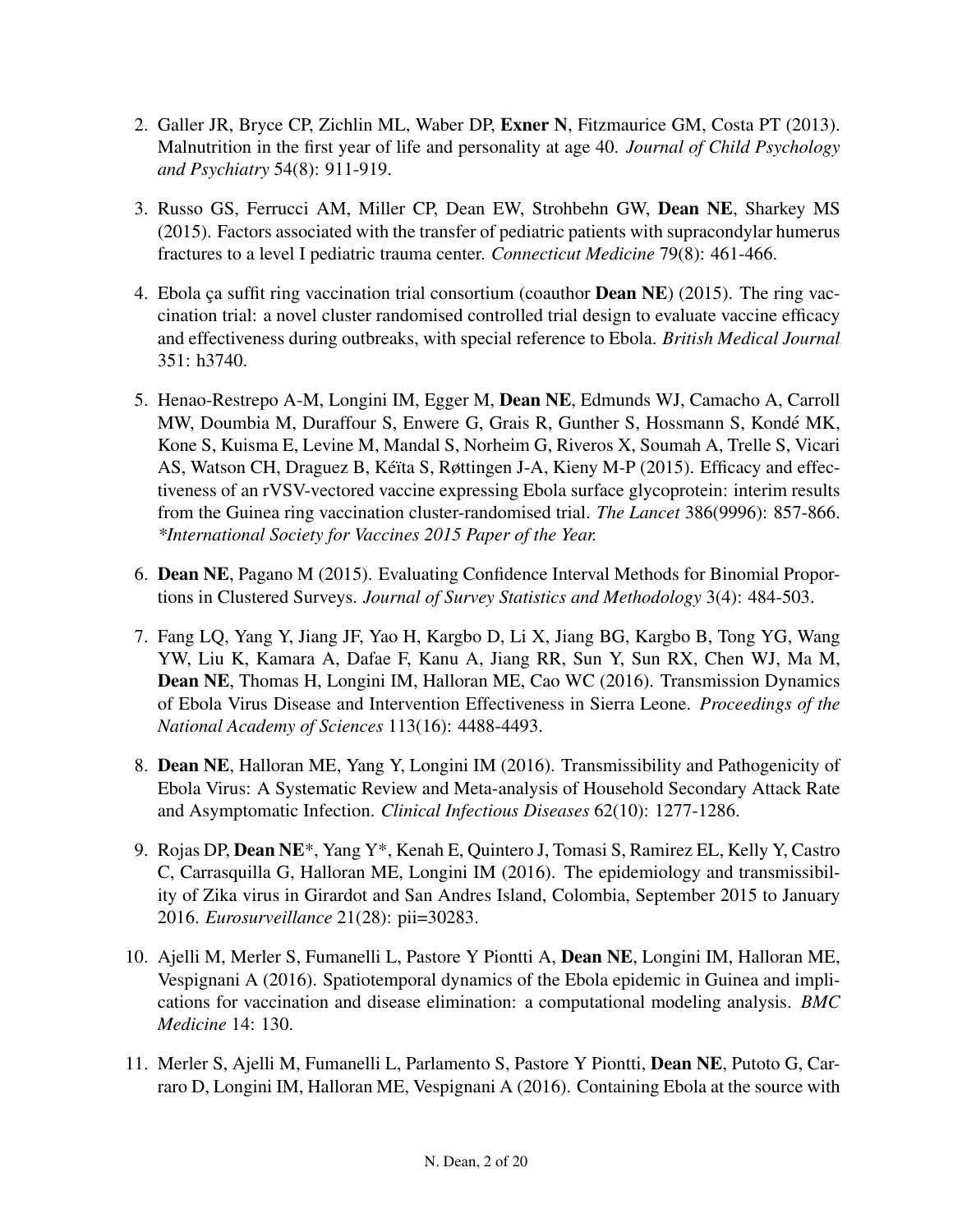2. Galler JR, Bryce CP, Zichlin ML, Waber DP, **Exner N**, Fitzmaurice GM, Costa PT (2013). Malnutrition in the first year of life and personality at age 40. *Journal of Child Psychology and Psychiatry* 54(8): 911-919.

3. Russo GS, Ferrucci AM, Miller CP, Dean EW, Strohbehn GW, **Dean NE**, Sharkey MS (2015). Factors associated with the transfer of pediatric patients with supracondylar humerus fractures to a level I pediatric trauma center. *Connecticut Medicine* 79(8): 461-466.

4. Ebola ça suffit ring vaccination trial consortium (coauthor **Dean NE**) (2015). The ring vaccination trial: a novel cluster randomised controlled trial design to evaluate vaccine efficacy and effectiveness during outbreaks, with special reference to Ebola. *British Medical Journal* 351: h3740.

5. Henao-Restrepo A-M, Longini IM, Egger M, **Dean NE**, Edmunds WJ, Camacho A, Carroll MW, Doumbia M, Duraffour S, Enwere G, Grais R, Gunther S, Hossmann S, Kondé MK, Kone S, Kuisma E, Levine M, Mandal S, Norheim G, Riveros X, Soumah A, Trelle S, Vicari AS, Watson CH, Draguez B, Kéïta S, Røttingen J-A, Kieny M-P (2015). Efficacy and effectiveness of an rVSV-vectored vaccine expressing Ebola surface glycoprotein: interim results from the Guinea ring vaccination cluster-randomised trial. *The Lancet* 386(9996): 857-866. *\*International Society for Vaccines 2015 Paper of the Year.*

6. **Dean NE**, Pagano M (2015). Evaluating Confidence Interval Methods for Binomial Proportions in Clustered Surveys. *Journal of Survey Statistics and Methodology* 3(4): 484-503.

7. Fang LQ, Yang Y, Jiang JF, Yao H, Kargbo D, Li X, Jiang BG, Kargbo B, Tong YG, Wang YW, Liu K, Kamara A, Dafae F, Kanu A, Jiang RR, Sun Y, Sun RX, Chen WJ, Ma M, **Dean NE**, Thomas H, Longini IM, Halloran ME, Cao WC (2016). Transmission Dynamics of Ebola Virus Disease and Intervention Effectiveness in Sierra Leone. *Proceedings of the National Academy of Sciences* 113(16): 4488-4493.

8. **Dean NE**, Halloran ME, Yang Y, Longini IM (2016). Transmissibility and Pathogenicity of Ebola Virus: A Systematic Review and Meta-analysis of Household Secondary Attack Rate and Asymptomatic Infection. *Clinical Infectious Diseases* 62(10): 1277-1286.

9. Rojas DP, **Dean NE**\*, Yang Y\*, Kenah E, Quintero J, Tomasi S, Ramirez EL, Kelly Y, Castro C, Carrasquilla G, Halloran ME, Longini IM (2016). The epidemiology and transmissibility of Zika virus in Girardot and San Andres Island, Colombia, September 2015 to January 2016. *Eurosurveillance* 21(28): pii=30283.

10. Ajelli M, Merler S, Fumanelli L, Pastore Y Piontti A, **Dean NE**, Longini IM, Halloran ME, Vespignani A (2016). Spatiotemporal dynamics of the Ebola epidemic in Guinea and implications for vaccination and disease elimination: a computational modeling analysis. *BMC Medicine* 14: 130.

11. Merler S, Ajelli M, Fumanelli L, Parlamento S, Pastore Y Piontti, **Dean NE**, Putoto G, Carraro D, Longini IM, Halloran ME, Vespignani A (2016). Containing Ebola at the source with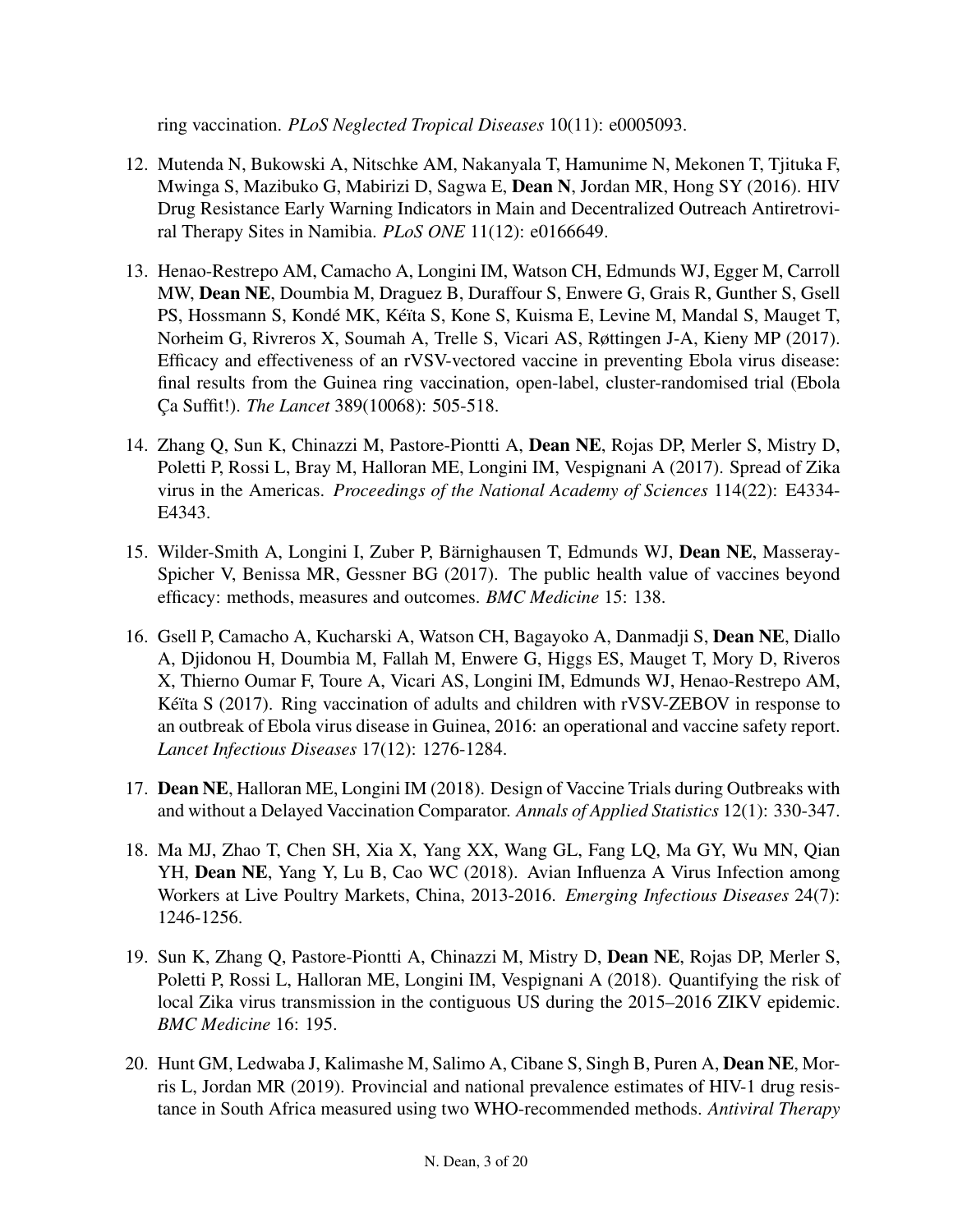ring vaccination. *PLoS Neglected Tropical Diseases* 10(11): e0005093.

12. Mutenda N, Bukowski A, Nitschke AM, Nakanyala T, Hamunime N, Mekonen T, Tjituka F, Mwinga S, Mazibuko G, Mabirizi D, Sagwa E, **Dean N**, Jordan MR, Hong SY (2016). HIV Drug Resistance Early Warning Indicators in Main and Decentralized Outreach Antiretroviral Therapy Sites in Namibia. *PLoS ONE* 11(12): e0166649.

13. Henao-Restrepo AM, Camacho A, Longini IM, Watson CH, Edmunds WJ, Egger M, Carroll MW, **Dean NE**, Doumbia M, Draguez B, Duraffour S, Enwere G, Grais R, Gunther S, Gsell PS, Hossmann S, Kondé MK, Kéïta S, Kone S, Kuisma E, Levine M, Mandal S, Mauget T, Norheim G, Rivreros X, Soumah A, Trelle S, Vicari AS, Røttingen J-A, Kieny MP (2017). Efficacy and effectiveness of an rVSV-vectored vaccine in preventing Ebola virus disease: final results from the Guinea ring vaccination, open-label, cluster-randomised trial (Ebola Ça Suffit!). *The Lancet* 389(10068): 505-518.

14. Zhang Q, Sun K, Chinazzi M, Pastore-Piontti A, **Dean NE**, Rojas DP, Merler S, Mistry D, Poletti P, Rossi L, Bray M, Halloran ME, Longini IM, Vespignani A (2017). Spread of Zika virus in the Americas. *Proceedings of the National Academy of Sciences* 114(22): E4334-E4343.

15. Wilder-Smith A, Longini I, Zuber P, Bärnighausen T, Edmunds WJ, **Dean NE**, Masseray-Spicher V, Benissa MR, Gessner BG (2017). The public health value of vaccines beyond efficacy: methods, measures and outcomes. *BMC Medicine* 15: 138.

16. Gsell P, Camacho A, Kucharski A, Watson CH, Bagayoko A, Danmadji S, **Dean NE**, Diallo A, Djidonou H, Doumbia M, Fallah M, Enwere G, Higgs ES, Mauget T, Mory D, Riveros X, Thierno Oumar F, Toure A, Vicari AS, Longini IM, Edmunds WJ, Henao-Restrepo AM, Kéïta S (2017). Ring vaccination of adults and children with rVSV-ZEBOV in response to an outbreak of Ebola virus disease in Guinea, 2016: an operational and vaccine safety report. *Lancet Infectious Diseases* 17(12): 1276-1284.

17. **Dean NE**, Halloran ME, Longini IM (2018). Design of Vaccine Trials during Outbreaks with and without a Delayed Vaccination Comparator. *Annals of Applied Statistics* 12(1): 330-347.

18. Ma MJ, Zhao T, Chen SH, Xia X, Yang XX, Wang GL, Fang LQ, Ma GY, Wu MN, Qian YH, **Dean NE**, Yang Y, Lu B, Cao WC (2018). Avian Influenza A Virus Infection among Workers at Live Poultry Markets, China, 2013-2016. *Emerging Infectious Diseases* 24(7): 1246-1256.

19. Sun K, Zhang Q, Pastore-Piontti A, Chinazzi M, Mistry D, **Dean NE**, Rojas DP, Merler S, Poletti P, Rossi L, Halloran ME, Longini IM, Vespignani A (2018). Quantifying the risk of local Zika virus transmission in the contiguous US during the 2015–2016 ZIKV epidemic. *BMC Medicine* 16: 195.

20. Hunt GM, Ledwaba J, Kalimashe M, Salimo A, Cibane S, Singh B, Puren A, **Dean NE**, Morris L, Jordan MR (2019). Provincial and national prevalence estimates of HIV-1 drug resistance in South Africa measured using two WHO-recommended methods. *Antiviral Therapy*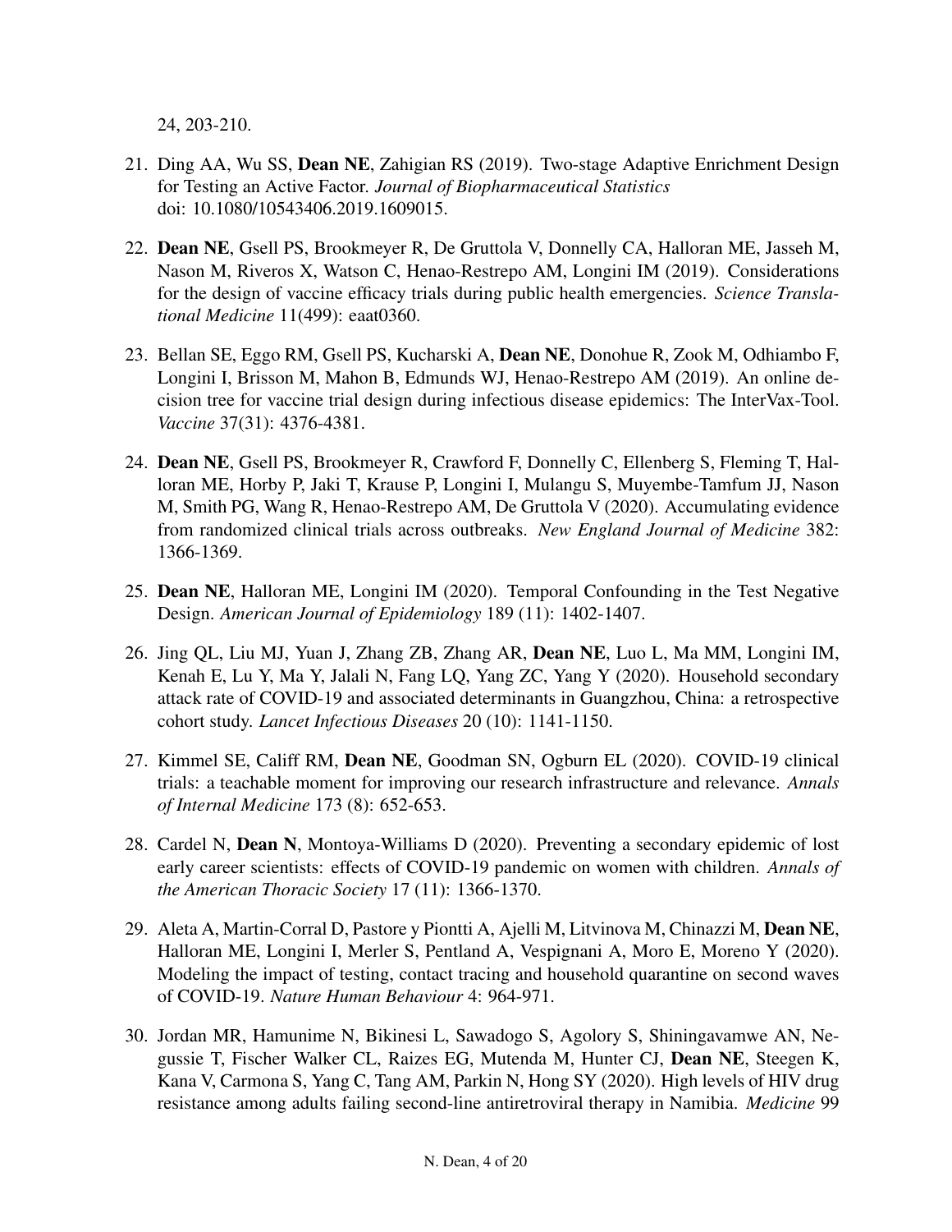24, 203-210.

21. Ding AA, Wu SS, **Dean NE**, Zahigian RS (2019). Two-stage Adaptive Enrichment Design for Testing an Active Factor. *Journal of Biopharmaceutical Statistics* doi: 10.1080/10543406.2019.1609015.

22. **Dean NE**, Gsell PS, Brookmeyer R, De Gruttola V, Donnelly CA, Halloran ME, Jasseh M, Nason M, Riveros X, Watson C, Henao-Restrepo AM, Longini IM (2019). Considerations for the design of vaccine efficacy trials during public health emergencies. *Science Translational Medicine* 11(499): eaat0360.

23. Bellan SE, Eggo RM, Gsell PS, Kucharski A, **Dean NE**, Donohue R, Zook M, Odhiambo F, Longini I, Brisson M, Mahon B, Edmunds WJ, Henao-Restrepo AM (2019). An online decision tree for vaccine trial design during infectious disease epidemics: The InterVax-Tool. *Vaccine* 37(31): 4376-4381.

24. **Dean NE**, Gsell PS, Brookmeyer R, Crawford F, Donnelly C, Ellenberg S, Fleming T, Halloran ME, Horby P, Jaki T, Krause P, Longini I, Mulangu S, Muyembe-Tamfum JJ, Nason M, Smith PG, Wang R, Henao-Restrepo AM, De Gruttola V (2020). Accumulating evidence from randomized clinical trials across outbreaks. *New England Journal of Medicine* 382: 1366-1369.

25. **Dean NE**, Halloran ME, Longini IM (2020). Temporal Confounding in the Test Negative Design. *American Journal of Epidemiology* 189 (11): 1402-1407.

26. Jing QL, Liu MJ, Yuan J, Zhang ZB, Zhang AR, **Dean NE**, Luo L, Ma MM, Longini IM, Kenah E, Lu Y, Ma Y, Jalali N, Fang LQ, Yang ZC, Yang Y (2020). Household secondary attack rate of COVID-19 and associated determinants in Guangzhou, China: a retrospective cohort study. *Lancet Infectious Diseases* 20 (10): 1141-1150.

27. Kimmel SE, Califf RM, **Dean NE**, Goodman SN, Ogburn EL (2020). COVID-19 clinical trials: a teachable moment for improving our research infrastructure and relevance. *Annals of Internal Medicine* 173 (8): 652-653.

28. Cardel N, **Dean N**, Montoya-Williams D (2020). Preventing a secondary epidemic of lost early career scientists: effects of COVID-19 pandemic on women with children. *Annals of the American Thoracic Society* 17 (11): 1366-1370.

29. Aleta A, Martin-Corral D, Pastore y Piontti A, Ajelli M, Litvinova M, Chinazzi M, **Dean NE**, Halloran ME, Longini I, Merler S, Pentland A, Vespignani A, Moro E, Moreno Y (2020). Modeling the impact of testing, contact tracing and household quarantine on second waves of COVID-19. *Nature Human Behaviour* 4: 964-971.

30. Jordan MR, Hamunime N, Bikinesi L, Sawadogo S, Agolory S, Shiningavamwe AN, Negussie T, Fischer Walker CL, Raizes EG, Mutenda M, Hunter CJ, **Dean NE**, Steegen K, Kana V, Carmona S, Yang C, Tang AM, Parkin N, Hong SY (2020). High levels of HIV drug resistance among adults failing second-line antiretroviral therapy in Namibia. *Medicine* 99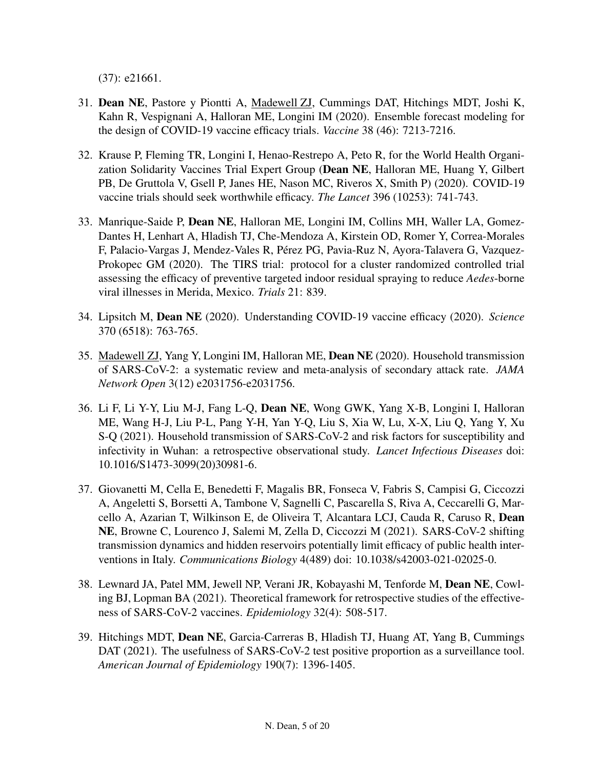(37): e21661.

31. **Dean NE**, Pastore y Piontti A, <u>Madewell ZJ</u>, Cummings DAT, Hitchings MDT, Joshi K, Kahn R, Vespignani A, Halloran ME, Longini IM (2020). Ensemble forecast modeling for the design of COVID-19 vaccine efficacy trials. *Vaccine* 38 (46): 7213-7216.

32. Krause P, Fleming TR, Longini I, Henao-Restrepo A, Peto R, for the World Health Organization Solidarity Vaccines Trial Expert Group (**Dean NE**, Halloran ME, Huang Y, Gilbert PB, De Gruttola V, Gsell P, Janes HE, Nason MC, Riveros X, Smith P) (2020). COVID-19 vaccine trials should seek worthwhile efficacy. *The Lancet* 396 (10253): 741-743.

33. Manrique-Saide P, **Dean NE**, Halloran ME, Longini IM, Collins MH, Waller LA, Gomez-Dantes H, Lenhart A, Hladish TJ, Che-Mendoza A, Kirstein OD, Romer Y, Correa-Morales F, Palacio-Vargas J, Mendez-Vales R, Pérez PG, Pavia-Ruz N, Ayora-Talavera G, Vazquez-Prokopec GM (2020). The TIRS trial: protocol for a cluster randomized controlled trial assessing the efficacy of preventive targeted indoor residual spraying to reduce *Aedes*-borne viral illnesses in Merida, Mexico. *Trials* 21: 839.

34. Lipsitch M, **Dean NE** (2020). Understanding COVID-19 vaccine efficacy (2020). *Science* 370 (6518): 763-765.

35. <u>Madewell ZJ</u>, Yang Y, Longini IM, Halloran ME, **Dean NE** (2020). Household transmission of SARS-CoV-2: a systematic review and meta-analysis of secondary attack rate. *JAMA Network Open* 3(12) e2031756-e2031756.

36. Li F, Li Y-Y, Liu M-J, Fang L-Q, **Dean NE**, Wong GWK, Yang X-B, Longini I, Halloran ME, Wang H-J, Liu P-L, Pang Y-H, Yan Y-Q, Liu S, Xia W, Lu, X-X, Liu Q, Yang Y, Xu S-Q (2021). Household transmission of SARS-CoV-2 and risk factors for susceptibility and infectivity in Wuhan: a retrospective observational study. *Lancet Infectious Diseases* doi: 10.1016/S1473-3099(20)30981-6.

37. Giovanetti M, Cella E, Benedetti F, Magalis BR, Fonseca V, Fabris S, Campisi G, Ciccozzi A, Angeletti S, Borsetti A, Tambone V, Sagnelli C, Pascarella S, Riva A, Ceccarelli G, Marcello A, Azarian T, Wilkinson E, de Oliveira T, Alcantara LCJ, Cauda R, Caruso R, **Dean NE**, Browne C, Lourenco J, Salemi M, Zella D, Ciccozzi M (2021). SARS-CoV-2 shifting transmission dynamics and hidden reservoirs potentially limit efficacy of public health interventions in Italy. *Communications Biology* 4(489) doi: 10.1038/s42003-021-02025-0.

38. Lewnard JA, Patel MM, Jewell NP, Verani JR, Kobayashi M, Tenforde M, **Dean NE**, Cowling BJ, Lopman BA (2021). Theoretical framework for retrospective studies of the effectiveness of SARS-CoV-2 vaccines. *Epidemiology* 32(4): 508-517.

39. Hitchings MDT, **Dean NE**, Garcia-Carreras B, Hladish TJ, Huang AT, Yang B, Cummings DAT (2021). The usefulness of SARS-CoV-2 test positive proportion as a surveillance tool. *American Journal of Epidemiology* 190(7): 1396-1405.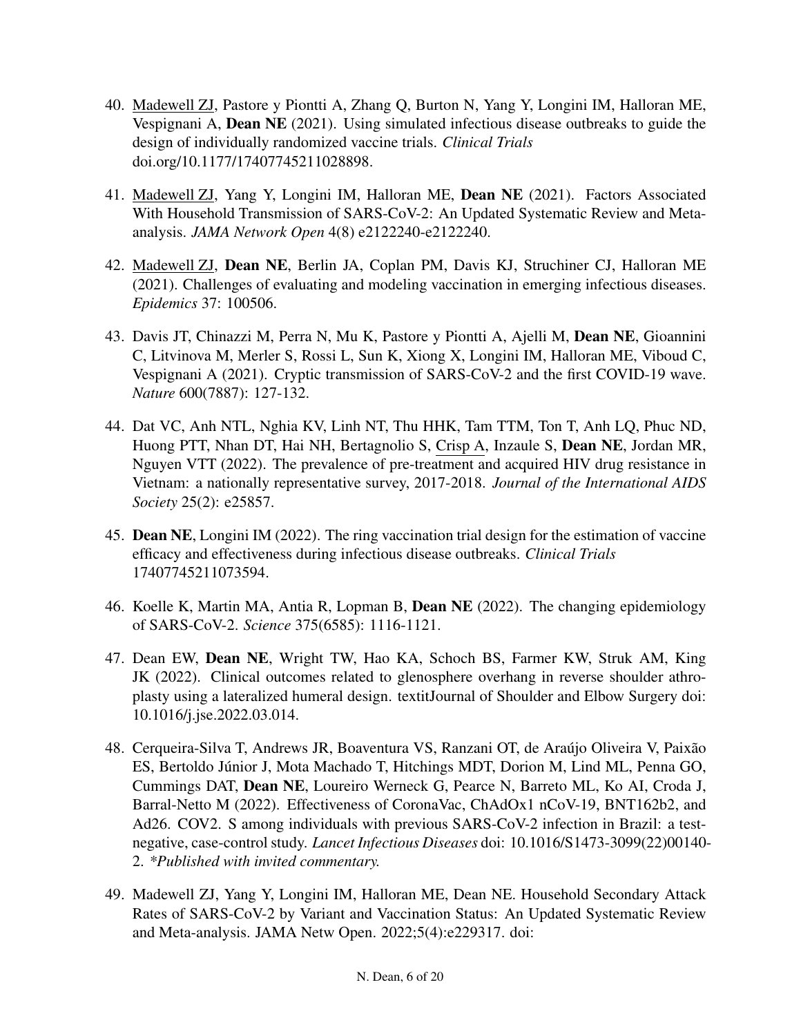40. <u>Madewell ZJ</u>, Pastore y Piontti A, Zhang Q, Burton N, Yang Y, Longini IM, Halloran ME, Vespignani A, **Dean NE** (2021). Using simulated infectious disease outbreaks to guide the design of individually randomized vaccine trials. *Clinical Trials* doi.org/10.1177/17407745211028898.

41. <u>Madewell ZJ</u>, Yang Y, Longini IM, Halloran ME, **Dean NE** (2021). Factors Associated With Household Transmission of SARS-CoV-2: An Updated Systematic Review and Meta-analysis. *JAMA Network Open* 4(8) e2122240-e2122240.

42. <u>Madewell ZJ</u>, **Dean NE**, Berlin JA, Coplan PM, Davis KJ, Struchiner CJ, Halloran ME (2021). Challenges of evaluating and modeling vaccination in emerging infectious diseases. *Epidemics* 37: 100506.

43. Davis JT, Chinazzi M, Perra N, Mu K, Pastore y Piontti A, Ajelli M, **Dean NE**, Gioannini C, Litvinova M, Merler S, Rossi L, Sun K, Xiong X, Longini IM, Halloran ME, Viboud C, Vespignani A (2021). Cryptic transmission of SARS-CoV-2 and the first COVID-19 wave. *Nature* 600(7887): 127-132.

44. Dat VC, Anh NTL, Nghia KV, Linh NT, Thu HHK, Tam TTM, Ton T, Anh LQ, Phuc ND, Huong PTT, Nhan DT, Hai NH, Bertagnolio S, <u>Crisp A</u>, Inzaule S, **Dean NE**, Jordan MR, Nguyen VTT (2022). The prevalence of pre-treatment and acquired HIV drug resistance in Vietnam: a nationally representative survey, 2017-2018. *Journal of the International AIDS Society* 25(2): e25857.

45. **Dean NE**, Longini IM (2022). The ring vaccination trial design for the estimation of vaccine efficacy and effectiveness during infectious disease outbreaks. *Clinical Trials* 17407745211073594.

46. Koelle K, Martin MA, Antia R, Lopman B, **Dean NE** (2022). The changing epidemiology of SARS-CoV-2. *Science* 375(6585): 1116-1121.

47. Dean EW, **Dean NE**, Wright TW, Hao KA, Schoch BS, Farmer KW, Struk AM, King JK (2022). Clinical outcomes related to glenosphere overhang in reverse shoulder athroplasty using a lateralized humeral design. textitJournal of Shoulder and Elbow Surgery doi: 10.1016/j.jse.2022.03.014.

48. Cerqueira-Silva T, Andrews JR, Boaventura VS, Ranzani OT, de Araújo Oliveira V, Paixão ES, Bertoldo Júnior J, Mota Machado T, Hitchings MDT, Dorion M, Lind ML, Penna GO, Cummings DAT, **Dean NE**, Loureiro Werneck G, Pearce N, Barreto ML, Ko AI, Croda J, Barral-Netto M (2022). Effectiveness of CoronaVac, ChAdOx1 nCoV-19, BNT162b2, and Ad26. COV2. S among individuals with previous SARS-CoV-2 infection in Brazil: a test-negative, case-control study. *Lancet Infectious Diseases* doi: 10.1016/S1473-3099(22)00140-2. *\*Published with invited commentary.*

49. Madewell ZJ, Yang Y, Longini IM, Halloran ME, Dean NE. Household Secondary Attack Rates of SARS-CoV-2 by Variant and Vaccination Status: An Updated Systematic Review and Meta-analysis. JAMA Netw Open. 2022;5(4):e229317. doi: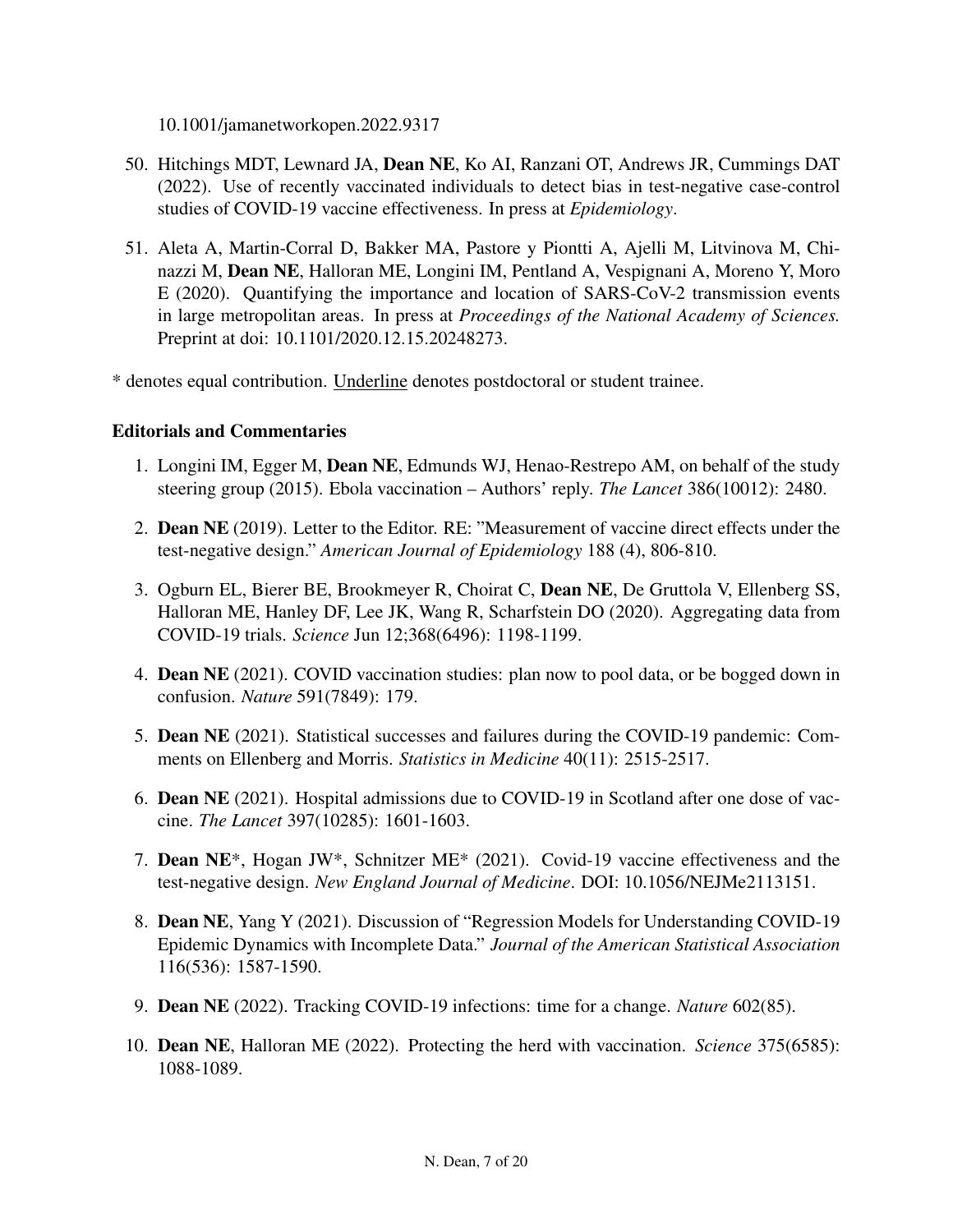10.1001/jamanetworkopen.2022.9317

50. Hitchings MDT, Lewnard JA, **Dean NE**, Ko AI, Ranzani OT, Andrews JR, Cummings DAT (2022). Use of recently vaccinated individuals to detect bias in test-negative case-control studies of COVID-19 vaccine effectiveness. In press at *Epidemiology*.

51. Aleta A, Martin-Corral D, Bakker MA, Pastore y Piontti A, Ajelli M, Litvinova M, Chinazzi M, **Dean NE**, Halloran ME, Longini IM, Pentland A, Vespignani A, Moreno Y, Moro E (2020). Quantifying the importance and location of SARS-CoV-2 transmission events in large metropolitan areas. In press at *Proceedings of the National Academy of Sciences.* Preprint at doi: 10.1101/2020.12.15.20248273.

* denotes equal contribution. <u>Underline</u> denotes postdoctoral or student trainee.

### Editorials and Commentaries

1. Longini IM, Egger M, **Dean NE**, Edmunds WJ, Henao-Restrepo AM, on behalf of the study steering group (2015). Ebola vaccination – Authors' reply. *The Lancet* 386(10012): 2480.

2. **Dean NE** (2019). Letter to the Editor. RE: "Measurement of vaccine direct effects under the test-negative design." *American Journal of Epidemiology* 188 (4), 806-810.

3. Ogburn EL, Bierer BE, Brookmeyer R, Choirat C, **Dean NE**, De Gruttola V, Ellenberg SS, Halloran ME, Hanley DF, Lee JK, Wang R, Scharfstein DO (2020). Aggregating data from COVID-19 trials. *Science* Jun 12;368(6496): 1198-1199.

4. **Dean NE** (2021). COVID vaccination studies: plan now to pool data, or be bogged down in confusion. *Nature* 591(7849): 179.

5. **Dean NE** (2021). Statistical successes and failures during the COVID-19 pandemic: Comments on Ellenberg and Morris. *Statistics in Medicine* 40(11): 2515-2517.

6. **Dean NE** (2021). Hospital admissions due to COVID-19 in Scotland after one dose of vaccine. *The Lancet* 397(10285): 1601-1603.

7. **Dean NE***, Hogan JW*, Schnitzer ME* (2021). Covid-19 vaccine effectiveness and the test-negative design. *New England Journal of Medicine*. DOI: 10.1056/NEJMe2113151.

8. **Dean NE**, Yang Y (2021). Discussion of "Regression Models for Understanding COVID-19 Epidemic Dynamics with Incomplete Data." *Journal of the American Statistical Association* 116(536): 1587-1590.

9. **Dean NE** (2022). Tracking COVID-19 infections: time for a change. *Nature* 602(85).

10. **Dean NE**, Halloran ME (2022). Protecting the herd with vaccination. *Science* 375(6585): 1088-1089.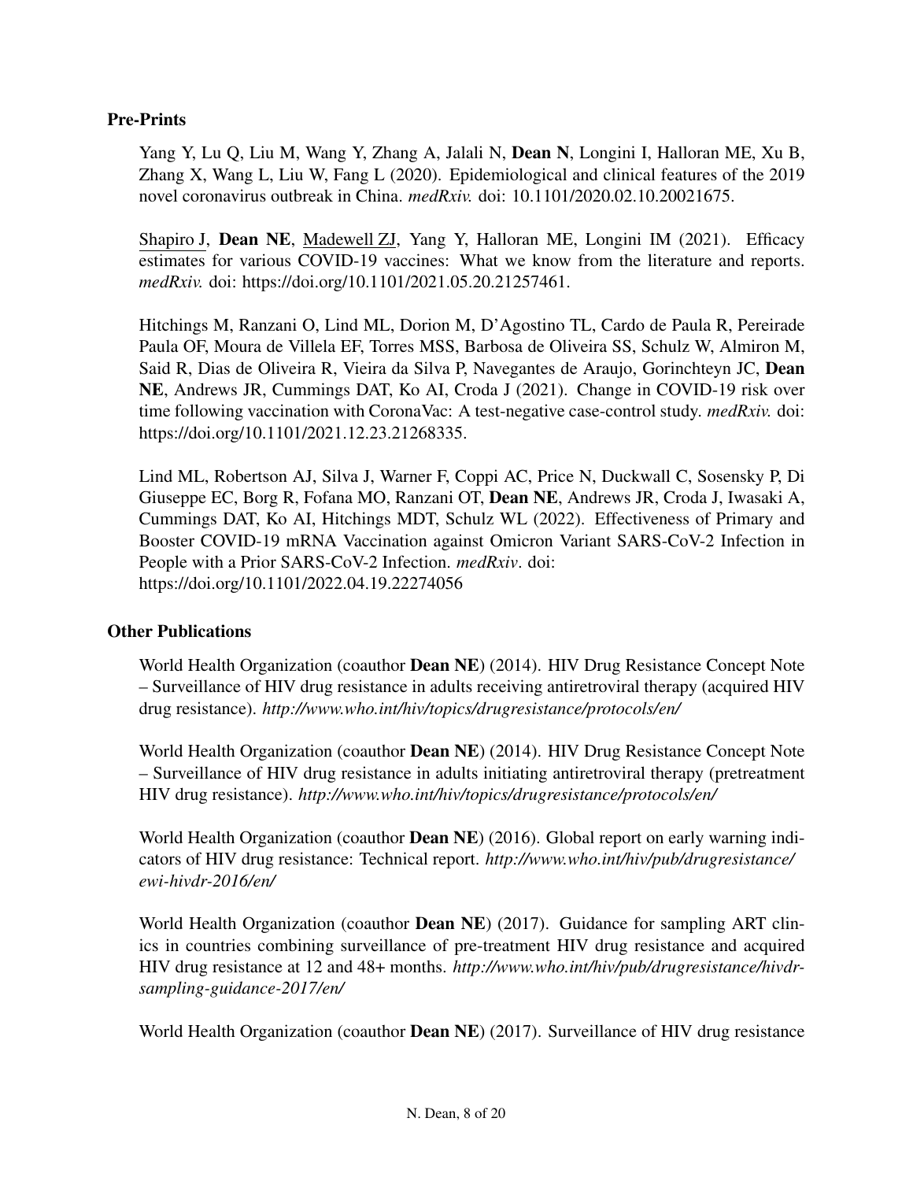### Pre-Prints

Yang Y, Lu Q, Liu M, Wang Y, Zhang A, Jalali N, **Dean N**, Longini I, Halloran ME, Xu B, Zhang X, Wang L, Liu W, Fang L (2020). Epidemiological and clinical features of the 2019 novel coronavirus outbreak in China. *medRxiv.* doi: 10.1101/2020.02.10.20021675.

Shapiro J, **Dean NE**, Madewell ZJ, Yang Y, Halloran ME, Longini IM (2021). Efficacy estimates for various COVID-19 vaccines: What we know from the literature and reports. *medRxiv.* doi: https://doi.org/10.1101/2021.05.20.21257461.

Hitchings M, Ranzani O, Lind ML, Dorion M, D'Agostino TL, Cardo de Paula R, Pereirade Paula OF, Moura de Villela EF, Torres MSS, Barbosa de Oliveira SS, Schulz W, Almiron M, Said R, Dias de Oliveira R, Vieira da Silva P, Navegantes de Araujo, Gorinchteyn JC, **Dean NE**, Andrews JR, Cummings DAT, Ko AI, Croda J (2021). Change in COVID-19 risk over time following vaccination with CoronaVac: A test-negative case-control study. *medRxiv.* doi: https://doi.org/10.1101/2021.12.23.21268335.

Lind ML, Robertson AJ, Silva J, Warner F, Coppi AC, Price N, Duckwall C, Sosensky P, Di Giuseppe EC, Borg R, Fofana MO, Ranzani OT, **Dean NE**, Andrews JR, Croda J, Iwasaki A, Cummings DAT, Ko AI, Hitchings MDT, Schulz WL (2022). Effectiveness of Primary and Booster COVID-19 mRNA Vaccination against Omicron Variant SARS-CoV-2 Infection in People with a Prior SARS-CoV-2 Infection. *medRxiv*. doi: https://doi.org/10.1101/2022.04.19.22274056

### Other Publications

World Health Organization (coauthor **Dean NE**) (2014). HIV Drug Resistance Concept Note – Surveillance of HIV drug resistance in adults receiving antiretroviral therapy (acquired HIV drug resistance). *http://www.who.int/hiv/topics/drugresistance/protocols/en/*

World Health Organization (coauthor **Dean NE**) (2014). HIV Drug Resistance Concept Note – Surveillance of HIV drug resistance in adults initiating antiretroviral therapy (pretreatment HIV drug resistance). *http://www.who.int/hiv/topics/drugresistance/protocols/en/*

World Health Organization (coauthor **Dean NE**) (2016). Global report on early warning indicators of HIV drug resistance: Technical report. *http://www.who.int/hiv/pub/drugresistance/ewi-hivdr-2016/en/*

World Health Organization (coauthor **Dean NE**) (2017). Guidance for sampling ART clinics in countries combining surveillance of pre-treatment HIV drug resistance and acquired HIV drug resistance at 12 and 48+ months. *http://www.who.int/hiv/pub/drugresistance/hivdr-sampling-guidance-2017/en/*

World Health Organization (coauthor **Dean NE**) (2017). Surveillance of HIV drug resistance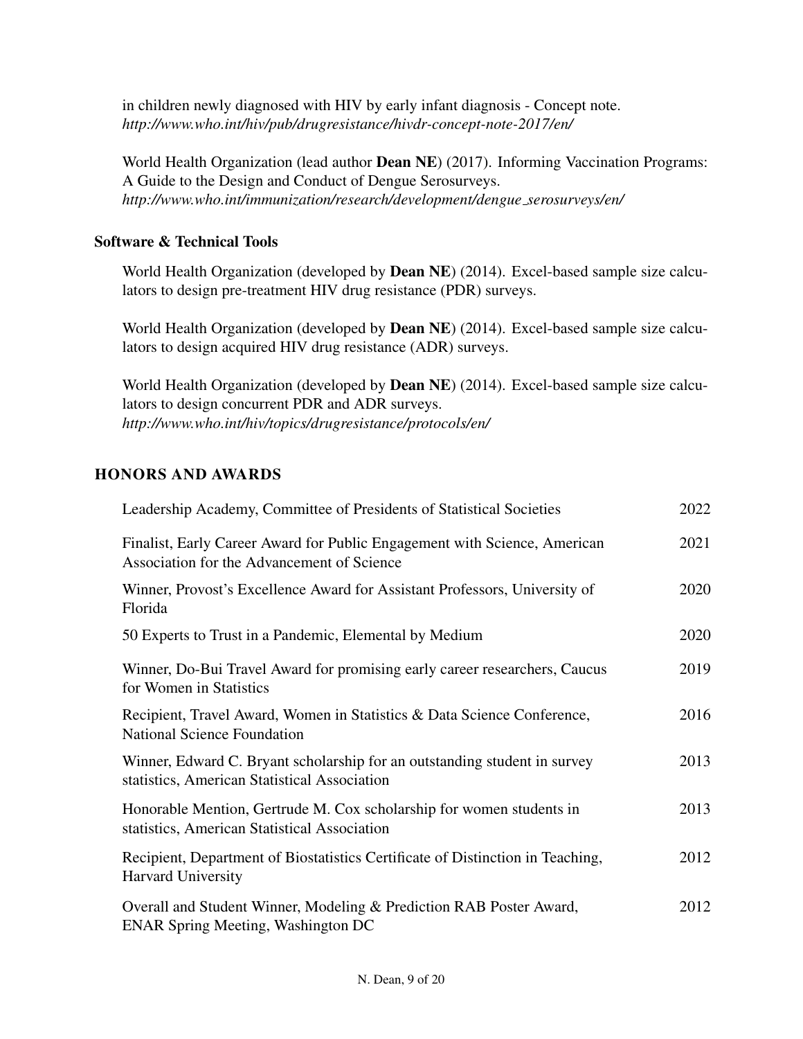in children newly diagnosed with HIV by early infant diagnosis - Concept note.
*http://www.who.int/hiv/pub/drugresistance/hivdr-concept-note-2017/en/*

World Health Organization (lead author **Dean NE**) (2017). Informing Vaccination Programs: A Guide to the Design and Conduct of Dengue Serosurveys.
*http://www.who.int/immunization/research/development/dengue_serosurveys/en/*

### Software & Technical Tools

World Health Organization (developed by **Dean NE**) (2014). Excel-based sample size calculators to design pre-treatment HIV drug resistance (PDR) surveys.

World Health Organization (developed by **Dean NE**) (2014). Excel-based sample size calculators to design acquired HIV drug resistance (ADR) surveys.

World Health Organization (developed by **Dean NE**) (2014). Excel-based sample size calculators to design concurrent PDR and ADR surveys.
*http://www.who.int/hiv/topics/drugresistance/protocols/en/*

## HONORS AND AWARDS

| | |
|---|---|
| Leadership Academy, Committee of Presidents of Statistical Societies | 2022 |
| Finalist, Early Career Award for Public Engagement with Science, American Association for the Advancement of Science | 2021 |
| Winner, Provost's Excellence Award for Assistant Professors, University of Florida | 2020 |
| 50 Experts to Trust in a Pandemic, Elemental by Medium | 2020 |
| Winner, Do-Bui Travel Award for promising early career researchers, Caucus for Women in Statistics | 2019 |
| Recipient, Travel Award, Women in Statistics & Data Science Conference, National Science Foundation | 2016 |
| Winner, Edward C. Bryant scholarship for an outstanding student in survey statistics, American Statistical Association | 2013 |
| Honorable Mention, Gertrude M. Cox scholarship for women students in statistics, American Statistical Association | 2013 |
| Recipient, Department of Biostatistics Certificate of Distinction in Teaching, Harvard University | 2012 |
| Overall and Student Winner, Modeling & Prediction RAB Poster Award, ENAR Spring Meeting, Washington DC | 2012 |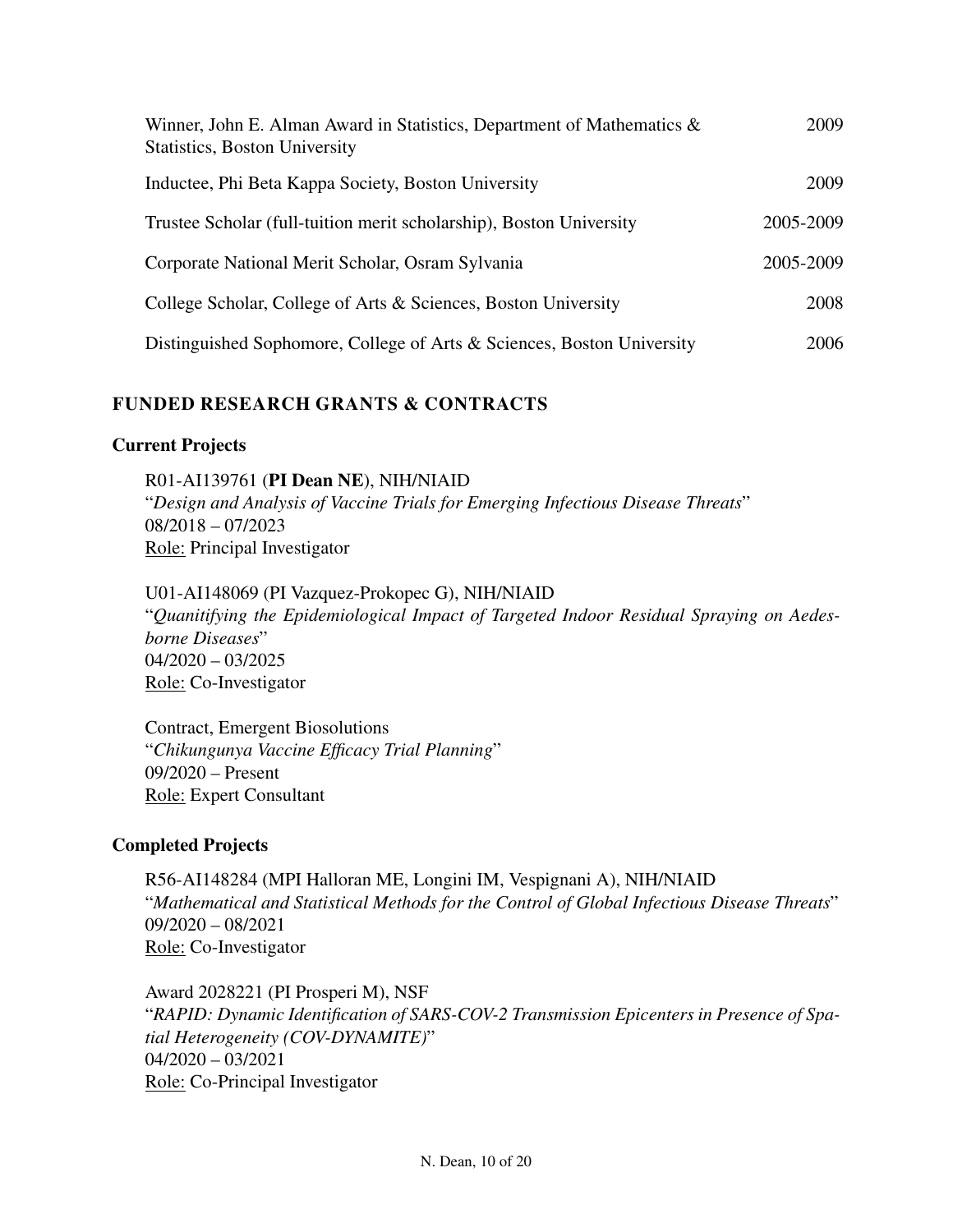| | |
|---|---|
| Winner, John E. Alman Award in Statistics, Department of Mathematics & Statistics, Boston University | 2009 |
| Inductee, Phi Beta Kappa Society, Boston University | 2009 |
| Trustee Scholar (full-tuition merit scholarship), Boston University | 2005-2009 |
| Corporate National Merit Scholar, Osram Sylvania | 2005-2009 |
| College Scholar, College of Arts & Sciences, Boston University | 2008 |
| Distinguished Sophomore, College of Arts & Sciences, Boston University | 2006 |

## FUNDED RESEARCH GRANTS & CONTRACTS

### Current Projects

R01-AI139761 (**PI Dean NE**), NIH/NIAID
"*Design and Analysis of Vaccine Trials for Emerging Infectious Disease Threats*"
08/2018 – 07/2023
Role: Principal Investigator

U01-AI148069 (PI Vazquez-Prokopec G), NIH/NIAID
"*Quanitifying the Epidemiological Impact of Targeted Indoor Residual Spraying on Aedes-borne Diseases*"
04/2020 – 03/2025
Role: Co-Investigator

Contract, Emergent Biosolutions
"*Chikungunya Vaccine Efficacy Trial Planning*"
09/2020 – Present
Role: Expert Consultant

### Completed Projects

R56-AI148284 (MPI Halloran ME, Longini IM, Vespignani A), NIH/NIAID
"*Mathematical and Statistical Methods for the Control of Global Infectious Disease Threats*"
09/2020 – 08/2021
Role: Co-Investigator

Award 2028221 (PI Prosperi M), NSF
"*RAPID: Dynamic Identification of SARS-COV-2 Transmission Epicenters in Presence of Spatial Heterogeneity (COV-DYNAMITE)*"
04/2020 – 03/2021
Role: Co-Principal Investigator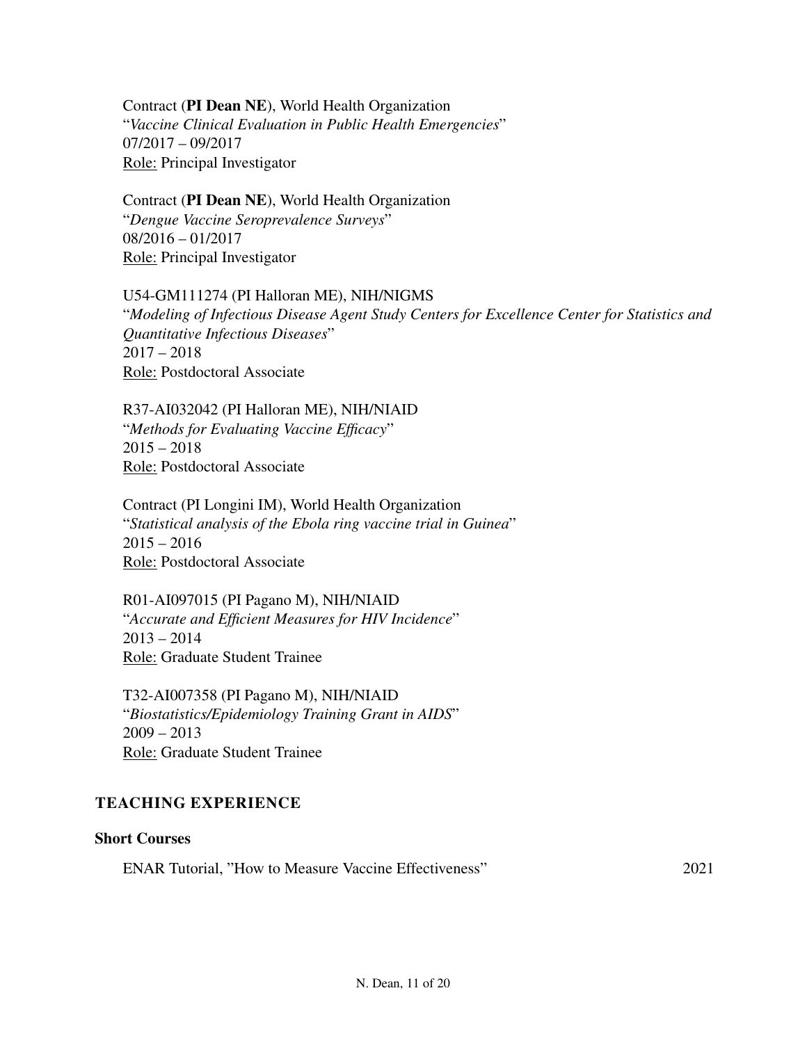Contract (**PI Dean NE**), World Health Organization
"*Vaccine Clinical Evaluation in Public Health Emergencies*"
07/2017 – 09/2017
Role: Principal Investigator

Contract (**PI Dean NE**), World Health Organization
"*Dengue Vaccine Seroprevalence Surveys*"
08/2016 – 01/2017
Role: Principal Investigator

U54-GM111274 (PI Halloran ME), NIH/NIGMS
"*Modeling of Infectious Disease Agent Study Centers for Excellence Center for Statistics and Quantitative Infectious Diseases*"
2017 – 2018
Role: Postdoctoral Associate

R37-AI032042 (PI Halloran ME), NIH/NIAID
"*Methods for Evaluating Vaccine Efficacy*"
2015 – 2018
Role: Postdoctoral Associate

Contract (PI Longini IM), World Health Organization
"*Statistical analysis of the Ebola ring vaccine trial in Guinea*"
2015 – 2016
Role: Postdoctoral Associate

R01-AI097015 (PI Pagano M), NIH/NIAID
"*Accurate and Efficient Measures for HIV Incidence*"
2013 – 2014
Role: Graduate Student Trainee

T32-AI007358 (PI Pagano M), NIH/NIAID
"*Biostatistics/Epidemiology Training Grant in AIDS*"
2009 – 2013
Role: Graduate Student Trainee

## TEACHING EXPERIENCE

### Short Courses

ENAR Tutorial, "How to Measure Vaccine Effectiveness" 2021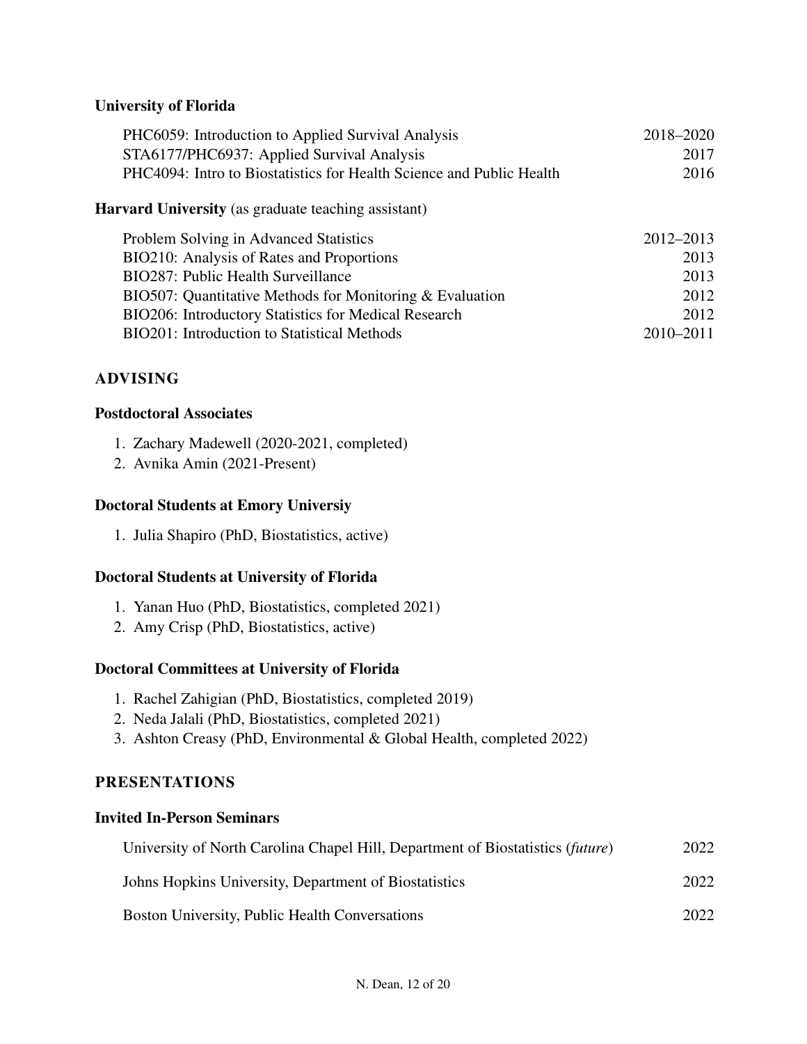### University of Florida

| | |
|---|---|
| PHC6059: Introduction to Applied Survival Analysis | 2018–2020 |
| STA6177/PHC6937: Applied Survival Analysis | 2017 |
| PHC4094: Intro to Biostatistics for Health Science and Public Health | 2016 |

### **Harvard University** (as graduate teaching assistant)

| | |
|---|---|
| Problem Solving in Advanced Statistics | 2012–2013 |
| BIO210: Analysis of Rates and Proportions | 2013 |
| BIO287: Public Health Surveillance | 2013 |
| BIO507: Quantitative Methods for Monitoring & Evaluation | 2012 |
| BIO206: Introductory Statistics for Medical Research | 2012 |
| BIO201: Introduction to Statistical Methods | 2010–2011 |

## ADVISING

### Postdoctoral Associates

1. Zachary Madewell (2020-2021, completed)
2. Avnika Amin (2021-Present)

### Doctoral Students at Emory Universiy

1. Julia Shapiro (PhD, Biostatistics, active)

### Doctoral Students at University of Florida

1. Yanan Huo (PhD, Biostatistics, completed 2021)
2. Amy Crisp (PhD, Biostatistics, active)

### Doctoral Committees at University of Florida

1. Rachel Zahigian (PhD, Biostatistics, completed 2019)
2. Neda Jalali (PhD, Biostatistics, completed 2021)
3. Ashton Creasy (PhD, Environmental & Global Health, completed 2022)

## PRESENTATIONS

### Invited In-Person Seminars

| | |
|---|---|
| University of North Carolina Chapel Hill, Department of Biostatistics (*future*) | 2022 |
| Johns Hopkins University, Department of Biostatistics | 2022 |
| Boston University, Public Health Conversations | 2022 |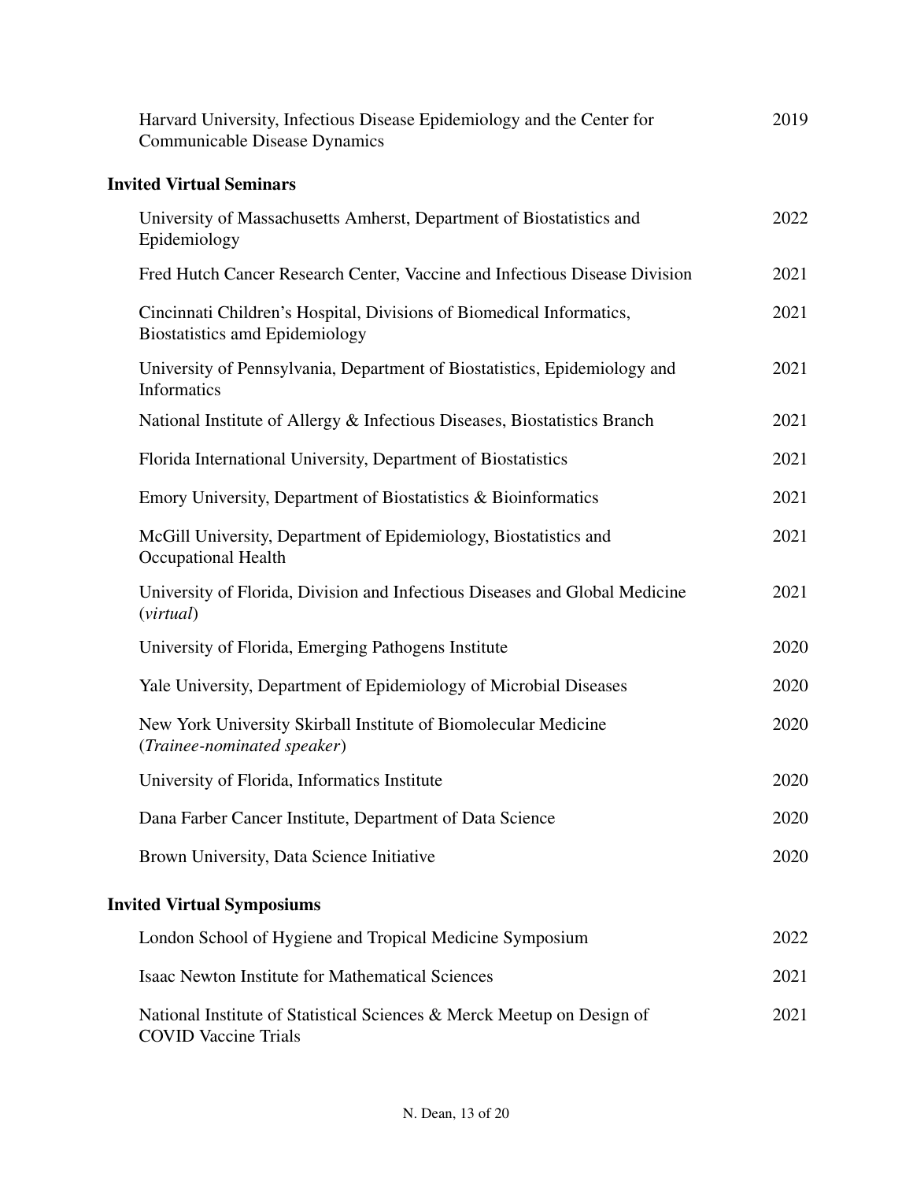Harvard University, Infectious Disease Epidemiology and the Center for Communicable Disease Dynamics — 2019

### Invited Virtual Seminars

University of Massachusetts Amherst, Department of Biostatistics and Epidemiology — 2022

Fred Hutch Cancer Research Center, Vaccine and Infectious Disease Division — 2021

Cincinnati Children's Hospital, Divisions of Biomedical Informatics, Biostatistics amd Epidemiology — 2021

University of Pennsylvania, Department of Biostatistics, Epidemiology and Informatics — 2021

National Institute of Allergy & Infectious Diseases, Biostatistics Branch — 2021

Florida International University, Department of Biostatistics — 2021

Emory University, Department of Biostatistics & Bioinformatics — 2021

McGill University, Department of Epidemiology, Biostatistics and Occupational Health — 2021

University of Florida, Division and Infectious Diseases and Global Medicine (*virtual*) — 2021

University of Florida, Emerging Pathogens Institute — 2020

Yale University, Department of Epidemiology of Microbial Diseases — 2020

New York University Skirball Institute of Biomolecular Medicine (*Trainee-nominated speaker*) — 2020

University of Florida, Informatics Institute — 2020

Dana Farber Cancer Institute, Department of Data Science — 2020

Brown University, Data Science Initiative — 2020

### Invited Virtual Symposiums

London School of Hygiene and Tropical Medicine Symposium — 2022

Isaac Newton Institute for Mathematical Sciences — 2021

National Institute of Statistical Sciences & Merck Meetup on Design of COVID Vaccine Trials — 2021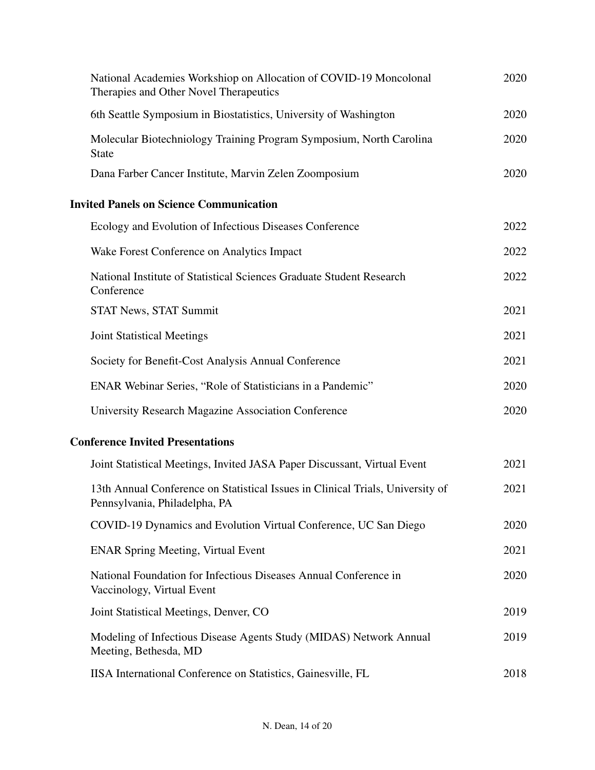| | |
|---|---|
| National Academies Workshiop on Allocation of COVID-19 Moncolonal Therapies and Other Novel Therapeutics | 2020 |
| 6th Seattle Symposium in Biostatistics, University of Washington | 2020 |
| Molecular Biotechniology Training Program Symposium, North Carolina State | 2020 |
| Dana Farber Cancer Institute, Marvin Zelen Zoomposium | 2020 |

### Invited Panels on Science Communication

| | |
|---|---|
| Ecology and Evolution of Infectious Diseases Conference | 2022 |
| Wake Forest Conference on Analytics Impact | 2022 |
| National Institute of Statistical Sciences Graduate Student Research Conference | 2022 |
| STAT News, STAT Summit | 2021 |
| Joint Statistical Meetings | 2021 |
| Society for Benefit-Cost Analysis Annual Conference | 2021 |
| ENAR Webinar Series, "Role of Statisticians in a Pandemic" | 2020 |
| University Research Magazine Association Conference | 2020 |

### Conference Invited Presentations

| | |
|---|---|
| Joint Statistical Meetings, Invited JASA Paper Discussant, Virtual Event | 2021 |
| 13th Annual Conference on Statistical Issues in Clinical Trials, University of Pennsylvania, Philadelpha, PA | 2021 |
| COVID-19 Dynamics and Evolution Virtual Conference, UC San Diego | 2020 |
| ENAR Spring Meeting, Virtual Event | 2021 |
| National Foundation for Infectious Diseases Annual Conference in Vaccinology, Virtual Event | 2020 |
| Joint Statistical Meetings, Denver, CO | 2019 |
| Modeling of Infectious Disease Agents Study (MIDAS) Network Annual Meeting, Bethesda, MD | 2019 |
| IISA International Conference on Statistics, Gainesville, FL | 2018 |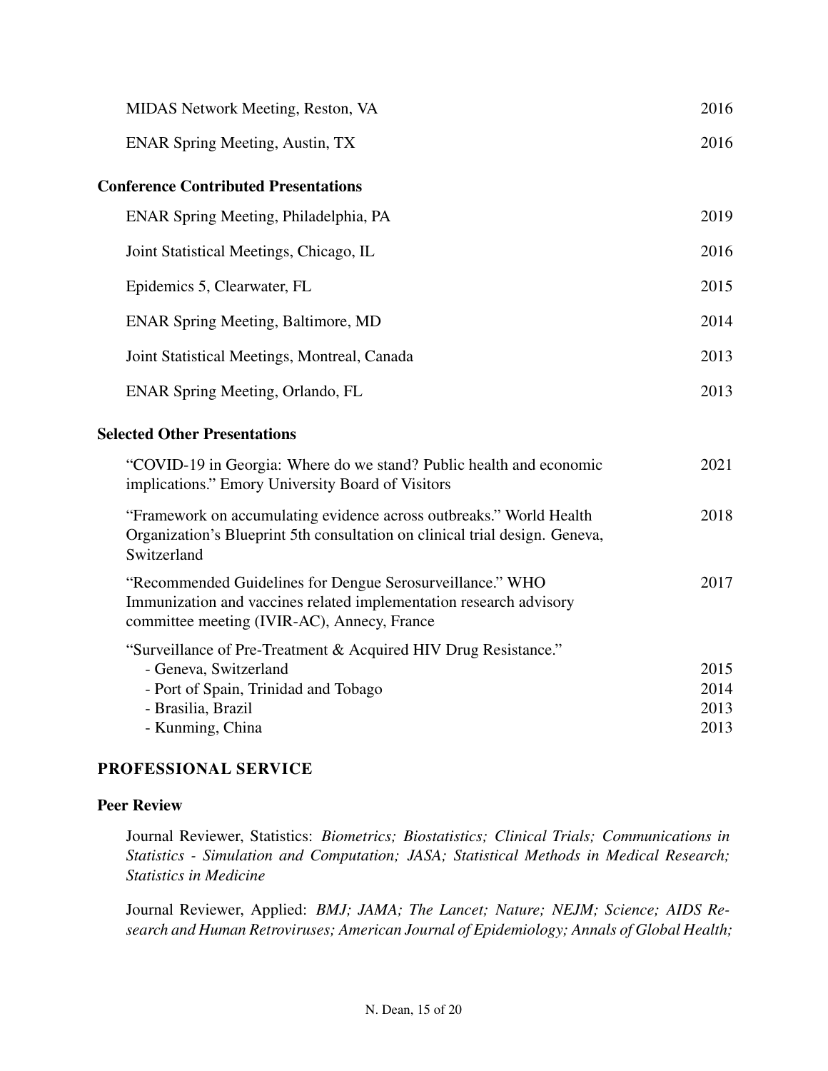MIDAS Network Meeting, Reston, VA — 2016

ENAR Spring Meeting, Austin, TX — 2016

### Conference Contributed Presentations

ENAR Spring Meeting, Philadelphia, PA — 2019

Joint Statistical Meetings, Chicago, IL — 2016

Epidemics 5, Clearwater, FL — 2015

ENAR Spring Meeting, Baltimore, MD — 2014

Joint Statistical Meetings, Montreal, Canada — 2013

ENAR Spring Meeting, Orlando, FL — 2013

### Selected Other Presentations

"COVID-19 in Georgia: Where do we stand? Public health and economic implications." Emory University Board of Visitors — 2021

"Framework on accumulating evidence across outbreaks." World Health Organization's Blueprint 5th consultation on clinical trial design. Geneva, Switzerland — 2018

"Recommended Guidelines for Dengue Serosurveillance." WHO Immunization and vaccines related implementation research advisory committee meeting (IVIR-AC), Annecy, France — 2017

"Surveillance of Pre-Treatment & Acquired HIV Drug Resistance."
- Geneva, Switzerland — 2015
- Port of Spain, Trinidad and Tobago — 2014
- Brasilia, Brazil — 2013
- Kunming, China — 2013

## PROFESSIONAL SERVICE

### Peer Review

Journal Reviewer, Statistics: *Biometrics; Biostatistics; Clinical Trials; Communications in Statistics - Simulation and Computation; JASA; Statistical Methods in Medical Research; Statistics in Medicine*

Journal Reviewer, Applied: *BMJ; JAMA; The Lancet; Nature; NEJM; Science; AIDS Research and Human Retroviruses; American Journal of Epidemiology; Annals of Global Health;*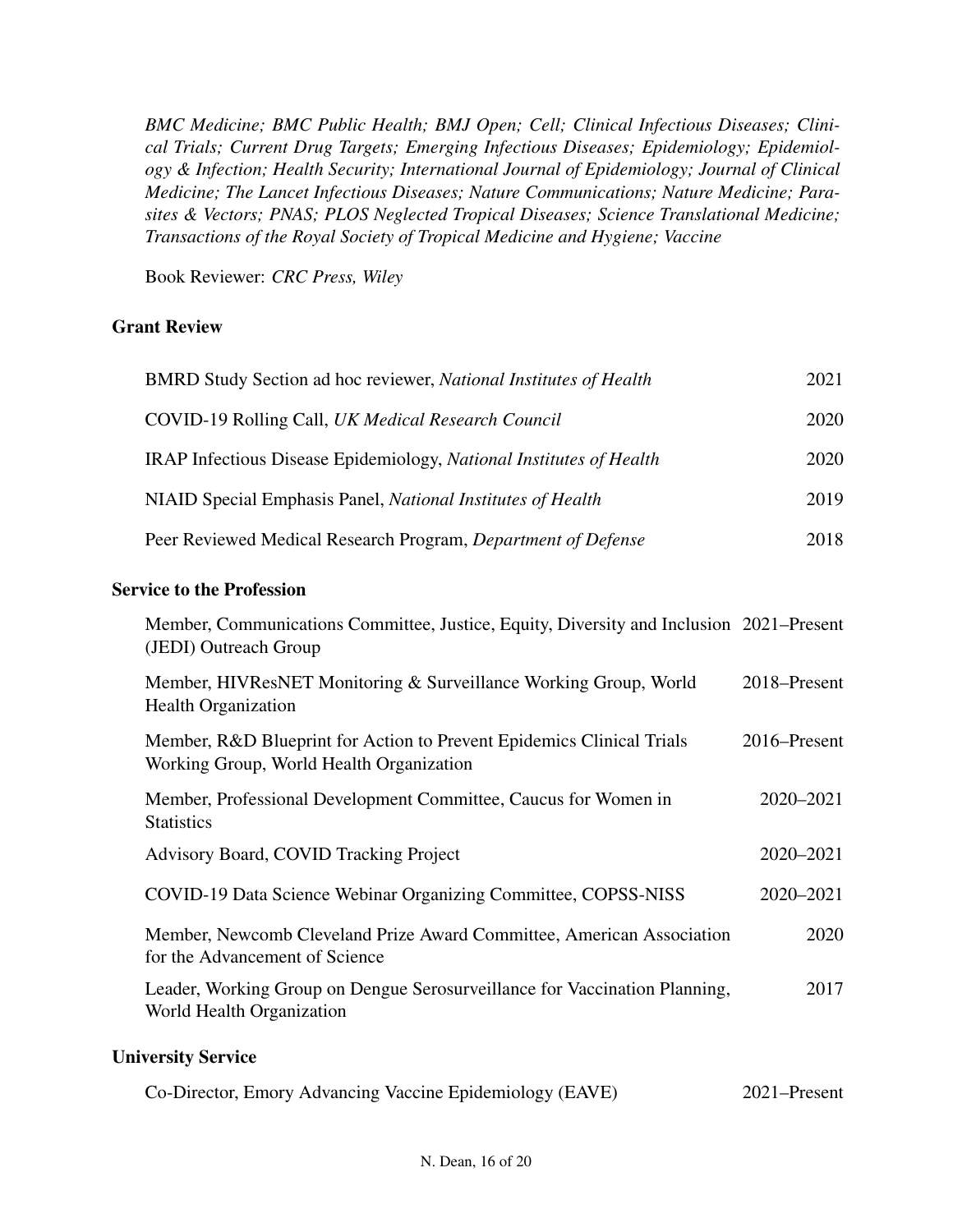*BMC Medicine; BMC Public Health; BMJ Open; Cell; Clinical Infectious Diseases; Clinical Trials; Current Drug Targets; Emerging Infectious Diseases; Epidemiology; Epidemiology & Infection; Health Security; International Journal of Epidemiology; Journal of Clinical Medicine; The Lancet Infectious Diseases; Nature Communications; Nature Medicine; Parasites & Vectors; PNAS; PLOS Neglected Tropical Diseases; Science Translational Medicine; Transactions of the Royal Society of Tropical Medicine and Hygiene; Vaccine*

Book Reviewer: *CRC Press, Wiley*

### Grant Review

| | |
|---|---|
| BMRD Study Section ad hoc reviewer, *National Institutes of Health* | 2021 |
| COVID-19 Rolling Call, *UK Medical Research Council* | 2020 |
| IRAP Infectious Disease Epidemiology, *National Institutes of Health* | 2020 |
| NIAID Special Emphasis Panel, *National Institutes of Health* | 2019 |
| Peer Reviewed Medical Research Program, *Department of Defense* | 2018 |

### Service to the Profession

| | |
|---|---|
| Member, Communications Committee, Justice, Equity, Diversity and Inclusion (JEDI) Outreach Group | 2021–Present |
| Member, HIVResNET Monitoring & Surveillance Working Group, World Health Organization | 2018–Present |
| Member, R&D Blueprint for Action to Prevent Epidemics Clinical Trials Working Group, World Health Organization | 2016–Present |
| Member, Professional Development Committee, Caucus for Women in Statistics | 2020–2021 |
| Advisory Board, COVID Tracking Project | 2020–2021 |
| COVID-19 Data Science Webinar Organizing Committee, COPSS-NISS | 2020–2021 |
| Member, Newcomb Cleveland Prize Award Committee, American Association for the Advancement of Science | 2020 |
| Leader, Working Group on Dengue Serosurveillance for Vaccination Planning, World Health Organization | 2017 |

### University Service

| | |
|---|---|
| Co-Director, Emory Advancing Vaccine Epidemiology (EAVE) | 2021–Present |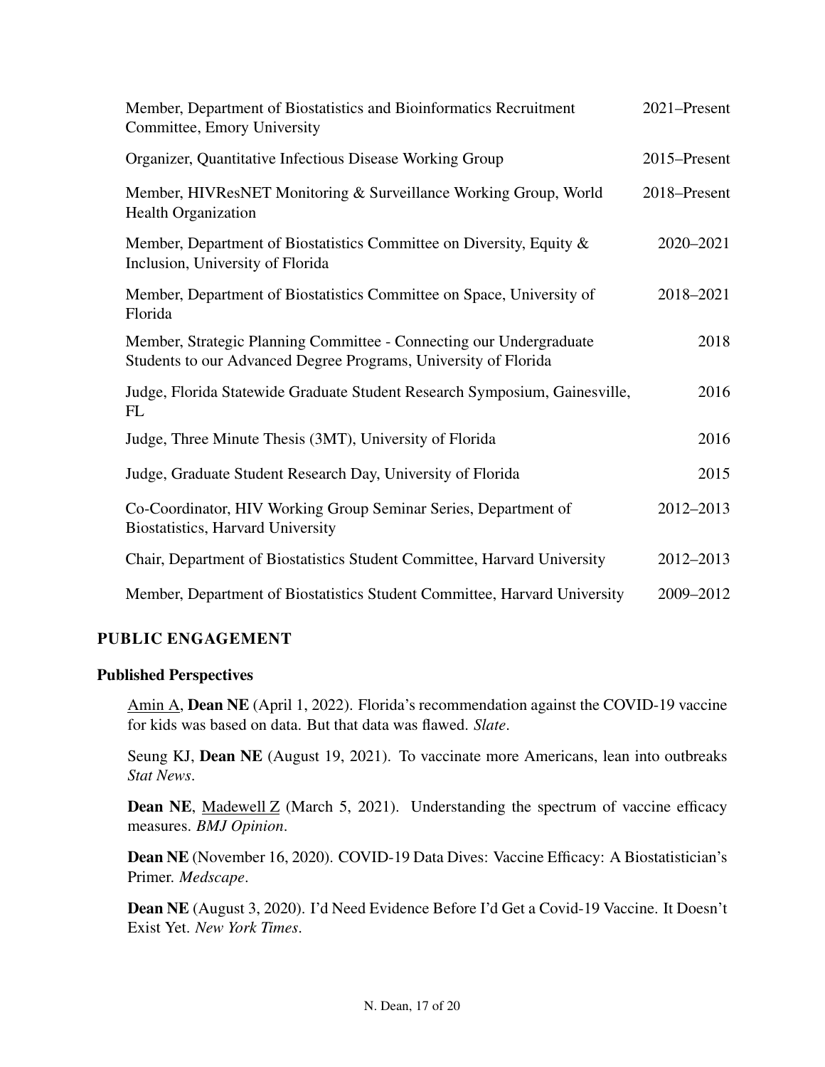| | |
|---|---|
| Member, Department of Biostatistics and Bioinformatics Recruitment Committee, Emory University | 2021–Present |
| Organizer, Quantitative Infectious Disease Working Group | 2015–Present |
| Member, HIVResNET Monitoring & Surveillance Working Group, World Health Organization | 2018–Present |
| Member, Department of Biostatistics Committee on Diversity, Equity & Inclusion, University of Florida | 2020–2021 |
| Member, Department of Biostatistics Committee on Space, University of Florida | 2018–2021 |
| Member, Strategic Planning Committee - Connecting our Undergraduate Students to our Advanced Degree Programs, University of Florida | 2018 |
| Judge, Florida Statewide Graduate Student Research Symposium, Gainesville, FL | 2016 |
| Judge, Three Minute Thesis (3MT), University of Florida | 2016 |
| Judge, Graduate Student Research Day, University of Florida | 2015 |
| Co-Coordinator, HIV Working Group Seminar Series, Department of Biostatistics, Harvard University | 2012–2013 |
| Chair, Department of Biostatistics Student Committee, Harvard University | 2012–2013 |
| Member, Department of Biostatistics Student Committee, Harvard University | 2009–2012 |

## PUBLIC ENGAGEMENT

### Published Perspectives

Amin A, **Dean NE** (April 1, 2022). Florida's recommendation against the COVID-19 vaccine for kids was based on data. But that data was flawed. *Slate*.

Seung KJ, **Dean NE** (August 19, 2021). To vaccinate more Americans, lean into outbreaks *Stat News*.

**Dean NE**, Madewell Z (March 5, 2021). Understanding the spectrum of vaccine efficacy measures. *BMJ Opinion*.

**Dean NE** (November 16, 2020). COVID-19 Data Dives: Vaccine Efficacy: A Biostatistician's Primer. *Medscape*.

**Dean NE** (August 3, 2020). I'd Need Evidence Before I'd Get a Covid-19 Vaccine. It Doesn't Exist Yet. *New York Times*.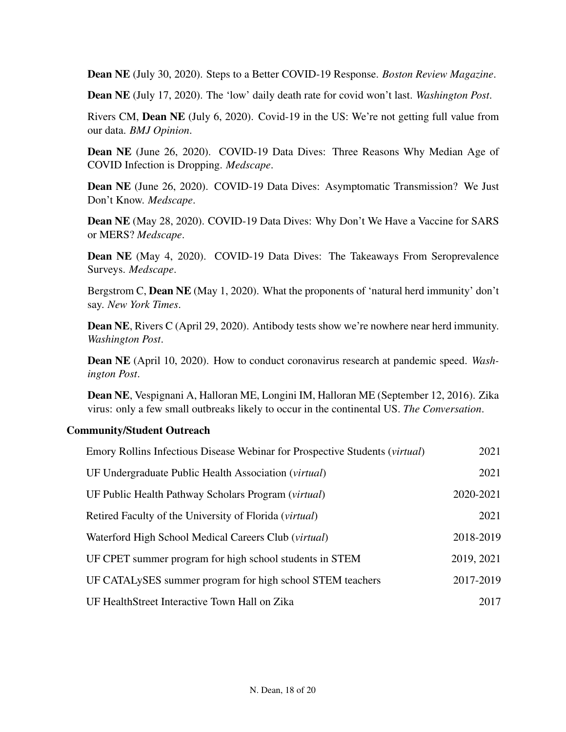**Dean NE** (July 30, 2020). Steps to a Better COVID-19 Response. *Boston Review Magazine*.

**Dean NE** (July 17, 2020). The 'low' daily death rate for covid won't last. *Washington Post*.

Rivers CM, **Dean NE** (July 6, 2020). Covid-19 in the US: We're not getting full value from our data. *BMJ Opinion*.

**Dean NE** (June 26, 2020). COVID-19 Data Dives: Three Reasons Why Median Age of COVID Infection is Dropping. *Medscape*.

**Dean NE** (June 26, 2020). COVID-19 Data Dives: Asymptomatic Transmission? We Just Don't Know. *Medscape*.

**Dean NE** (May 28, 2020). COVID-19 Data Dives: Why Don't We Have a Vaccine for SARS or MERS? *Medscape*.

**Dean NE** (May 4, 2020). COVID-19 Data Dives: The Takeaways From Seroprevalence Surveys. *Medscape*.

Bergstrom C, **Dean NE** (May 1, 2020). What the proponents of 'natural herd immunity' don't say. *New York Times*.

**Dean NE**, Rivers C (April 29, 2020). Antibody tests show we're nowhere near herd immunity. *Washington Post*.

**Dean NE** (April 10, 2020). How to conduct coronavirus research at pandemic speed. *Washington Post*.

**Dean NE**, Vespignani A, Halloran ME, Longini IM, Halloran ME (September 12, 2016). Zika virus: only a few small outbreaks likely to occur in the continental US. *The Conversation*.

### Community/Student Outreach

| | |
|---|---|
| Emory Rollins Infectious Disease Webinar for Prospective Students (*virtual*) | 2021 |
| UF Undergraduate Public Health Association (*virtual*) | 2021 |
| UF Public Health Pathway Scholars Program (*virtual*) | 2020-2021 |
| Retired Faculty of the University of Florida (*virtual*) | 2021 |
| Waterford High School Medical Careers Club (*virtual*) | 2018-2019 |
| UF CPET summer program for high school students in STEM | 2019, 2021 |
| UF CATALySES summer program for high school STEM teachers | 2017-2019 |
| UF HealthStreet Interactive Town Hall on Zika | 2017 |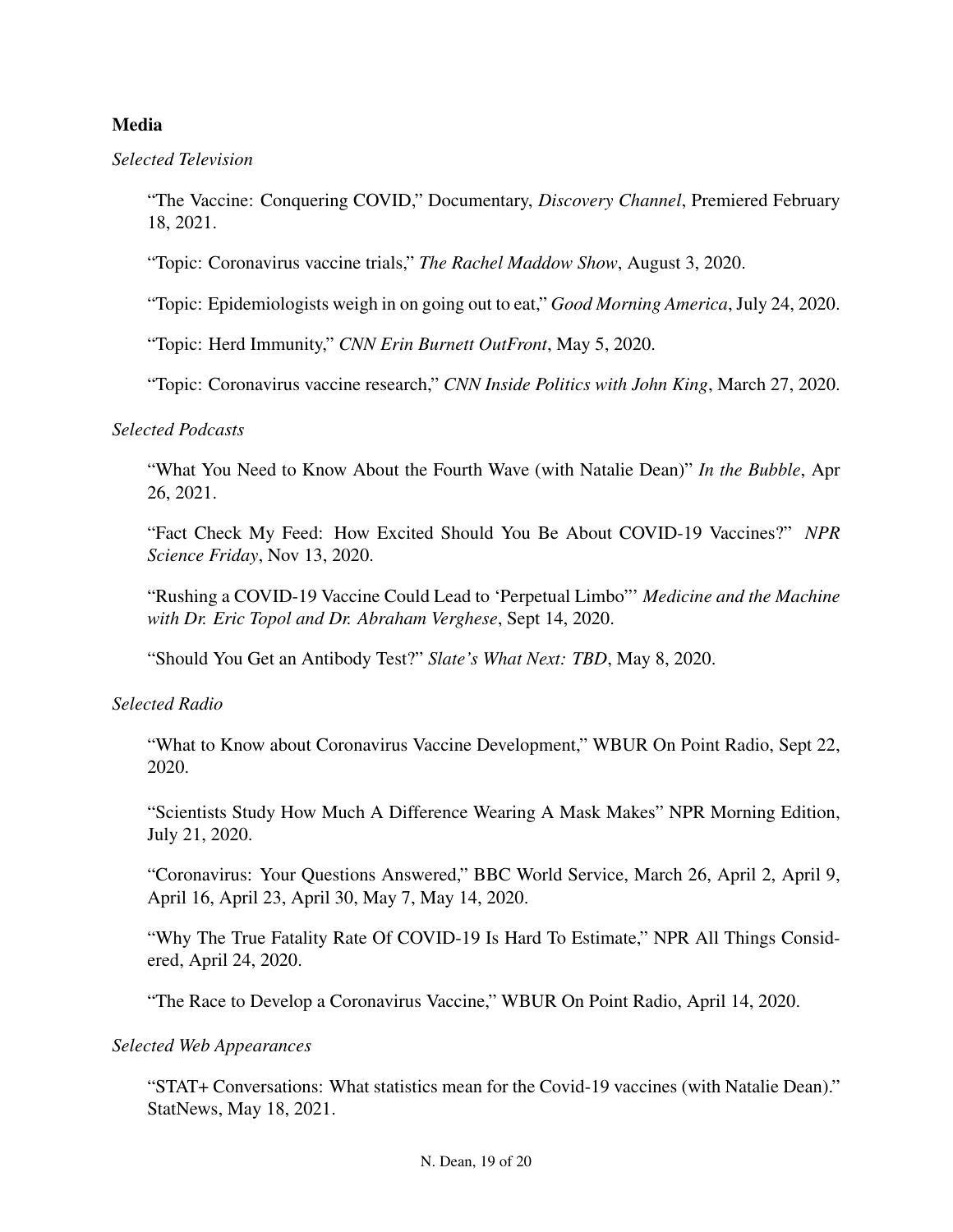## Media

*Selected Television*

"The Vaccine: Conquering COVID," Documentary, *Discovery Channel*, Premiered February 18, 2021.

"Topic: Coronavirus vaccine trials," *The Rachel Maddow Show*, August 3, 2020.

"Topic: Epidemiologists weigh in on going out to eat," *Good Morning America*, July 24, 2020.

"Topic: Herd Immunity," *CNN Erin Burnett OutFront*, May 5, 2020.

"Topic: Coronavirus vaccine research," *CNN Inside Politics with John King*, March 27, 2020.

*Selected Podcasts*

"What You Need to Know About the Fourth Wave (with Natalie Dean)" *In the Bubble*, Apr 26, 2021.

"Fact Check My Feed: How Excited Should You Be About COVID-19 Vaccines?" *NPR Science Friday*, Nov 13, 2020.

"Rushing a COVID-19 Vaccine Could Lead to 'Perpetual Limbo"' *Medicine and the Machine with Dr. Eric Topol and Dr. Abraham Verghese*, Sept 14, 2020.

"Should You Get an Antibody Test?" *Slate's What Next: TBD*, May 8, 2020.

*Selected Radio*

"What to Know about Coronavirus Vaccine Development," WBUR On Point Radio, Sept 22, 2020.

"Scientists Study How Much A Difference Wearing A Mask Makes" NPR Morning Edition, July 21, 2020.

"Coronavirus: Your Questions Answered," BBC World Service, March 26, April 2, April 9, April 16, April 23, April 30, May 7, May 14, 2020.

"Why The True Fatality Rate Of COVID-19 Is Hard To Estimate," NPR All Things Considered, April 24, 2020.

"The Race to Develop a Coronavirus Vaccine," WBUR On Point Radio, April 14, 2020.

*Selected Web Appearances*

"STAT+ Conversations: What statistics mean for the Covid-19 vaccines (with Natalie Dean)." StatNews, May 18, 2021.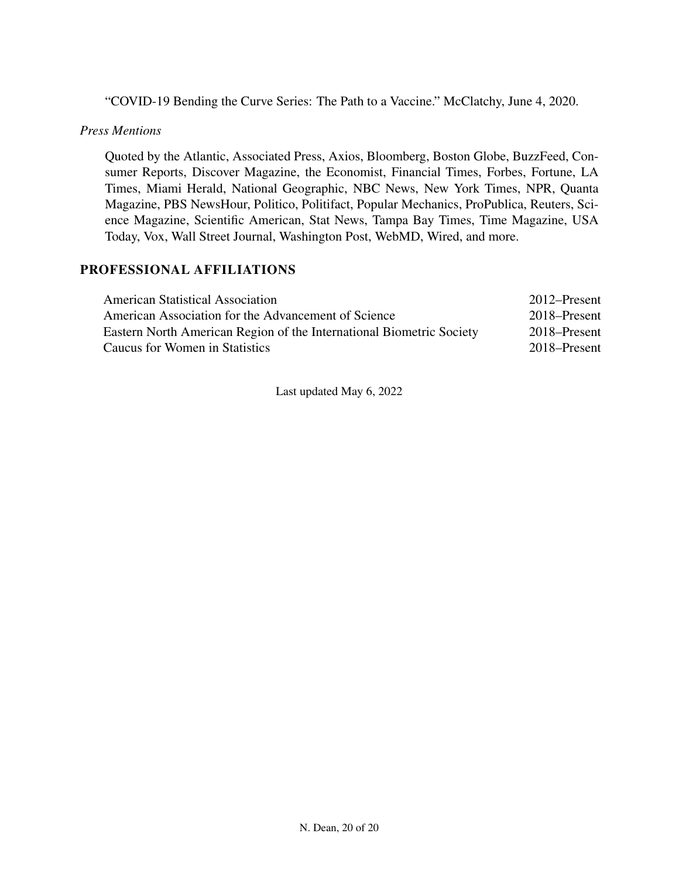"COVID-19 Bending the Curve Series: The Path to a Vaccine." McClatchy, June 4, 2020.

*Press Mentions*

Quoted by the Atlantic, Associated Press, Axios, Bloomberg, Boston Globe, BuzzFeed, Consumer Reports, Discover Magazine, the Economist, Financial Times, Forbes, Fortune, LA Times, Miami Herald, National Geographic, NBC News, New York Times, NPR, Quanta Magazine, PBS NewsHour, Politico, Politifact, Popular Mechanics, ProPublica, Reuters, Science Magazine, Scientific American, Stat News, Tampa Bay Times, Time Magazine, USA Today, Vox, Wall Street Journal, Washington Post, WebMD, Wired, and more.

## PROFESSIONAL AFFILIATIONS

| | |
|---|---|
| American Statistical Association | 2012–Present |
| American Association for the Advancement of Science | 2018–Present |
| Eastern North American Region of the International Biometric Society | 2018–Present |
| Caucus for Women in Statistics | 2018–Present |

Last updated May 6, 2022